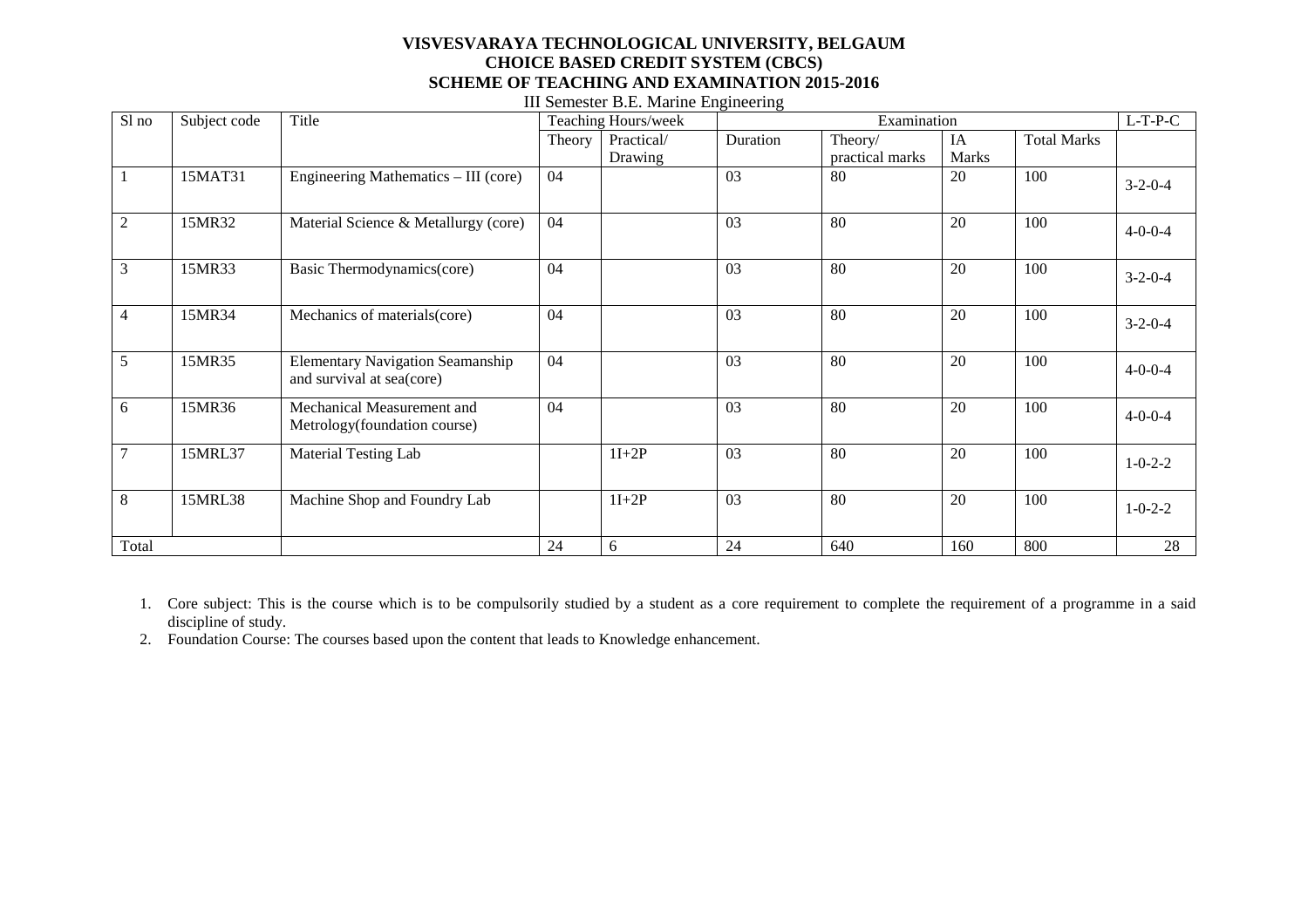**VISVESVARAYA TECHNOLOGICAL UNIVERSITY, BELGAUM**
**CHOICE BASED CREDIT SYSTEM (CBCS)**
**SCHEME OF TEACHING AND EXAMINATION 2015-2016**

III Semester B.E. Marine Engineering

| Sl no | Subject code | Title | Teaching Hours/week | | Examination | | | | L-T-P-C |
|---|---|---|---|---|---|---|---|---|---|
| | | | Theory | Practical/ Drawing | Duration | Theory/ practical marks | IA Marks | Total Marks | |
| 1 | 15MAT31 | Engineering Mathematics – III (core) | 04 | | 03 | 80 | 20 | 100 | 3-2-0-4 |
| 2 | 15MR32 | Material Science & Metallurgy (core) | 04 | | 03 | 80 | 20 | 100 | 4-0-0-4 |
| 3 | 15MR33 | Basic Thermodynamics(core) | 04 | | 03 | 80 | 20 | 100 | 3-2-0-4 |
| 4 | 15MR34 | Mechanics of materials(core) | 04 | | 03 | 80 | 20 | 100 | 3-2-0-4 |
| 5 | 15MR35 | Elementary Navigation Seamanship and survival at sea(core) | 04 | | 03 | 80 | 20 | 100 | 4-0-0-4 |
| 6 | 15MR36 | Mechanical Measurement and Metrology(foundation course) | 04 | | 03 | 80 | 20 | 100 | 4-0-0-4 |
| 7 | 15MRL37 | Material Testing Lab | | 1I+2P | 03 | 80 | 20 | 100 | 1-0-2-2 |
| 8 | 15MRL38 | Machine Shop and Foundry Lab | | 1I+2P | 03 | 80 | 20 | 100 | 1-0-2-2 |
| Total | | | 24 | 6 | 24 | 640 | 160 | 800 | 28 |

1. Core subject: This is the course which is to be compulsorily studied by a student as a core requirement to complete the requirement of a programme in a said discipline of study.
2. Foundation Course: The courses based upon the content that leads to Knowledge enhancement.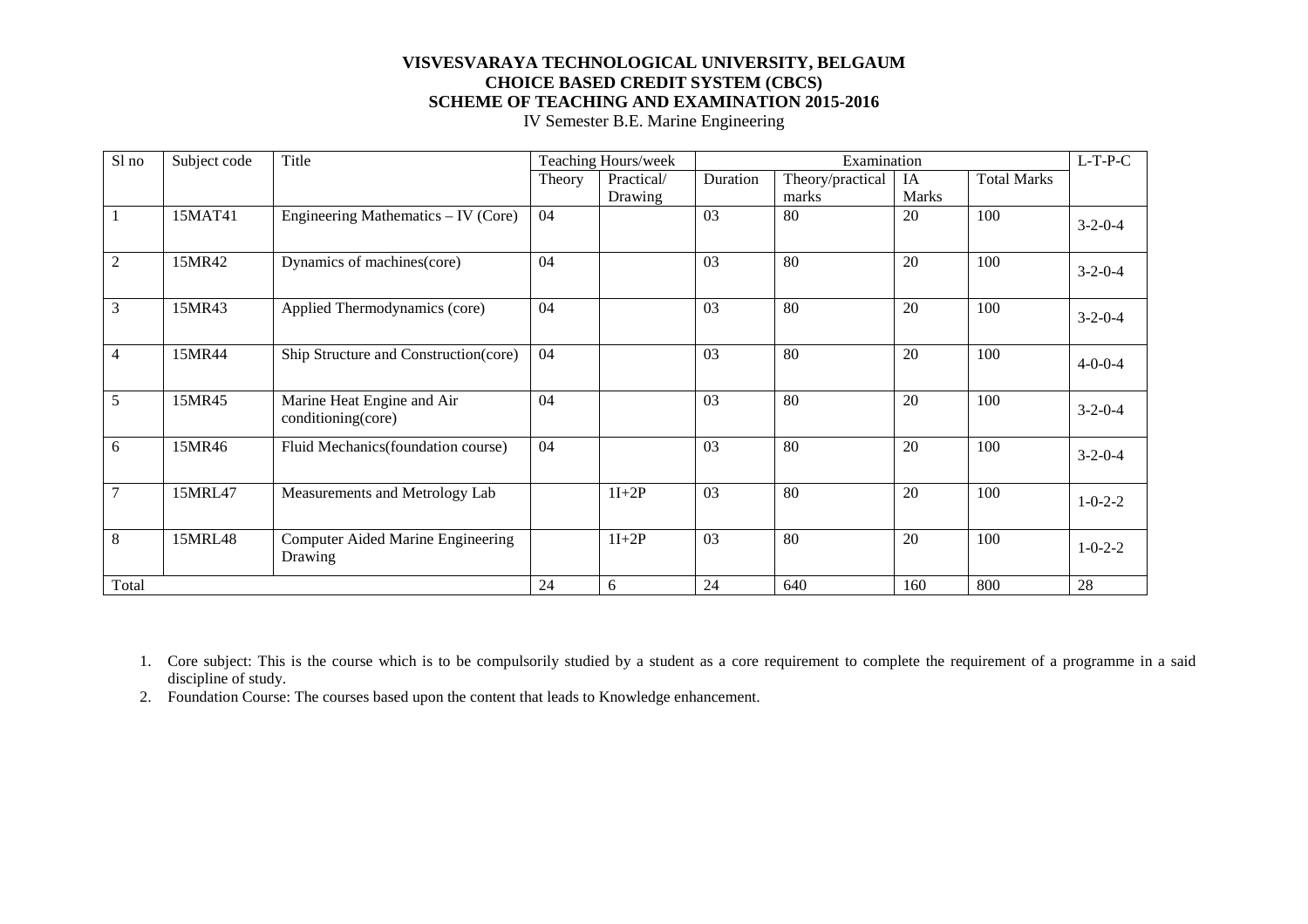# VISVESVARAYA TECHNOLOGICAL UNIVERSITY, BELGAUM
## CHOICE BASED CREDIT SYSTEM (CBCS)
## SCHEME OF TEACHING AND EXAMINATION 2015-2016

IV Semester B.E. Marine Engineering

| Sl no | Subject code | Title | Teaching Hours/week | | Examination | | | | L-T-P-C |
|---|---|---|---|---|---|---|---|---|---|
| | | | Theory | Practical/ Drawing | Duration | Theory/practical marks | IA Marks | Total Marks | |
| 1 | 15MAT41 | Engineering Mathematics – IV (Core) | 04 | | 03 | 80 | 20 | 100 | 3-2-0-4 |
| 2 | 15MR42 | Dynamics of machines(core) | 04 | | 03 | 80 | 20 | 100 | 3-2-0-4 |
| 3 | 15MR43 | Applied Thermodynamics (core) | 04 | | 03 | 80 | 20 | 100 | 3-2-0-4 |
| 4 | 15MR44 | Ship Structure and Construction(core) | 04 | | 03 | 80 | 20 | 100 | 4-0-0-4 |
| 5 | 15MR45 | Marine Heat Engine and Air conditioning(core) | 04 | | 03 | 80 | 20 | 100 | 3-2-0-4 |
| 6 | 15MR46 | Fluid Mechanics(foundation course) | 04 | | 03 | 80 | 20 | 100 | 3-2-0-4 |
| 7 | 15MRL47 | Measurements and Metrology Lab | | 1I+2P | 03 | 80 | 20 | 100 | 1-0-2-2 |
| 8 | 15MRL48 | Computer Aided Marine Engineering Drawing | | 1I+2P | 03 | 80 | 20 | 100 | 1-0-2-2 |
| Total | | | 24 | 6 | 24 | 640 | 160 | 800 | 28 |

1. Core subject: This is the course which is to be compulsorily studied by a student as a core requirement to complete the requirement of a programme in a said discipline of study.
2. Foundation Course: The courses based upon the content that leads to Knowledge enhancement.